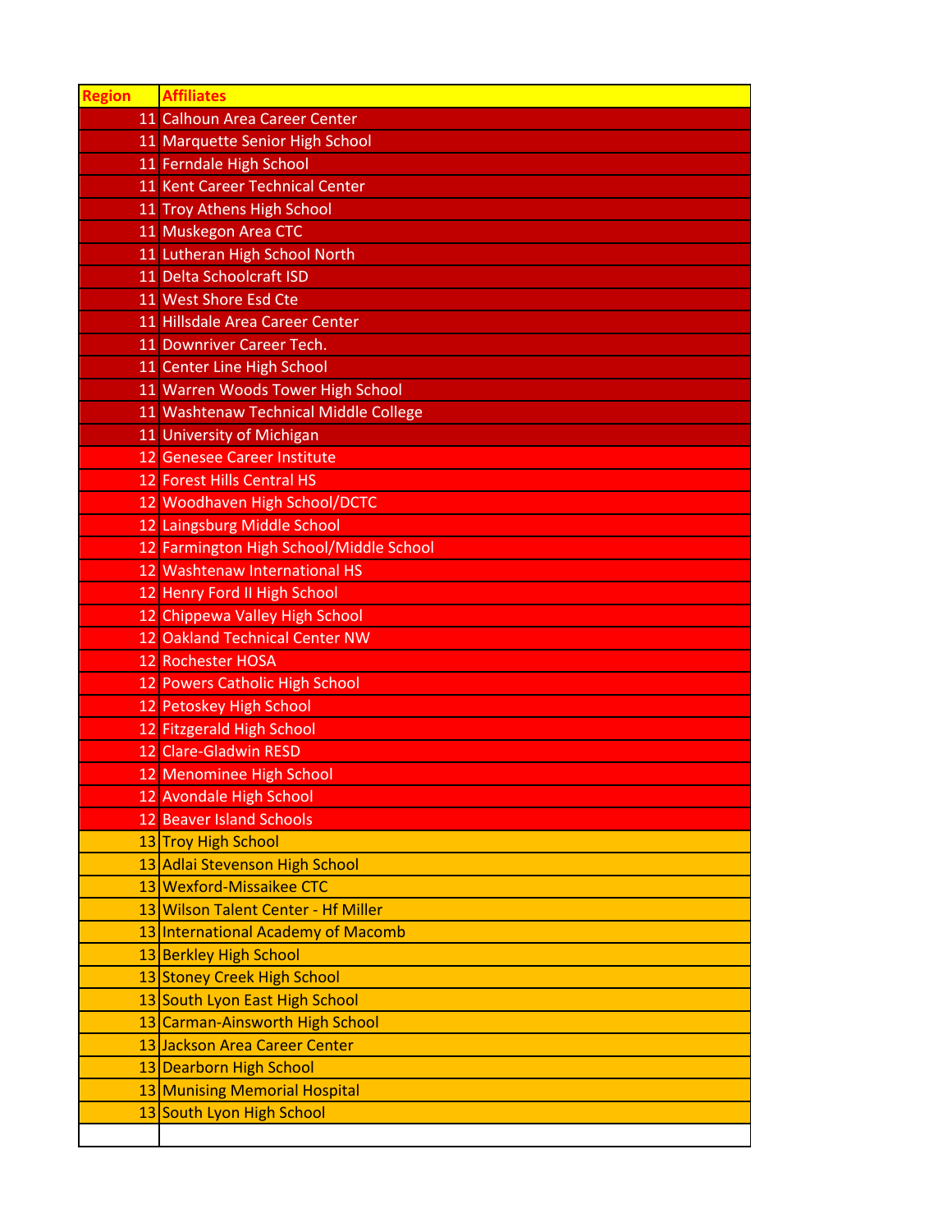| Region | Affiliates |
|---|---|
| 11 | Calhoun Area Career Center |
| 11 | Marquette Senior High School |
| 11 | Ferndale High School |
| 11 | Kent Career Technical Center |
| 11 | Troy Athens High School |
| 11 | Muskegon Area CTC |
| 11 | Lutheran High School North |
| 11 | Delta Schoolcraft ISD |
| 11 | West Shore Esd Cte |
| 11 | Hillsdale Area Career Center |
| 11 | Downriver Career Tech. |
| 11 | Center Line High School |
| 11 | Warren Woods Tower High School |
| 11 | Washtenaw Technical Middle College |
| 11 | University of Michigan |
| 12 | Genesee Career Institute |
| 12 | Forest Hills Central HS |
| 12 | Woodhaven High School/DCTC |
| 12 | Laingsburg Middle School |
| 12 | Farmington High School/Middle School |
| 12 | Washtenaw International HS |
| 12 | Henry Ford II High School |
| 12 | Chippewa Valley High School |
| 12 | Oakland Technical Center NW |
| 12 | Rochester HOSA |
| 12 | Powers Catholic High School |
| 12 | Petoskey High School |
| 12 | Fitzgerald High School |
| 12 | Clare-Gladwin RESD |
| 12 | Menominee High School |
| 12 | Avondale High School |
| 12 | Beaver Island Schools |
| 13 | Troy High School |
| 13 | Adlai Stevenson High School |
| 13 | Wexford-Missaikee CTC |
| 13 | Wilson Talent Center - Hf Miller |
| 13 | International Academy of Macomb |
| 13 | Berkley High School |
| 13 | Stoney Creek High School |
| 13 | South Lyon East High School |
| 13 | Carman-Ainsworth High School |
| 13 | Jackson Area Career Center |
| 13 | Dearborn High School |
| 13 | Munising Memorial Hospital |
| 13 | South Lyon High School |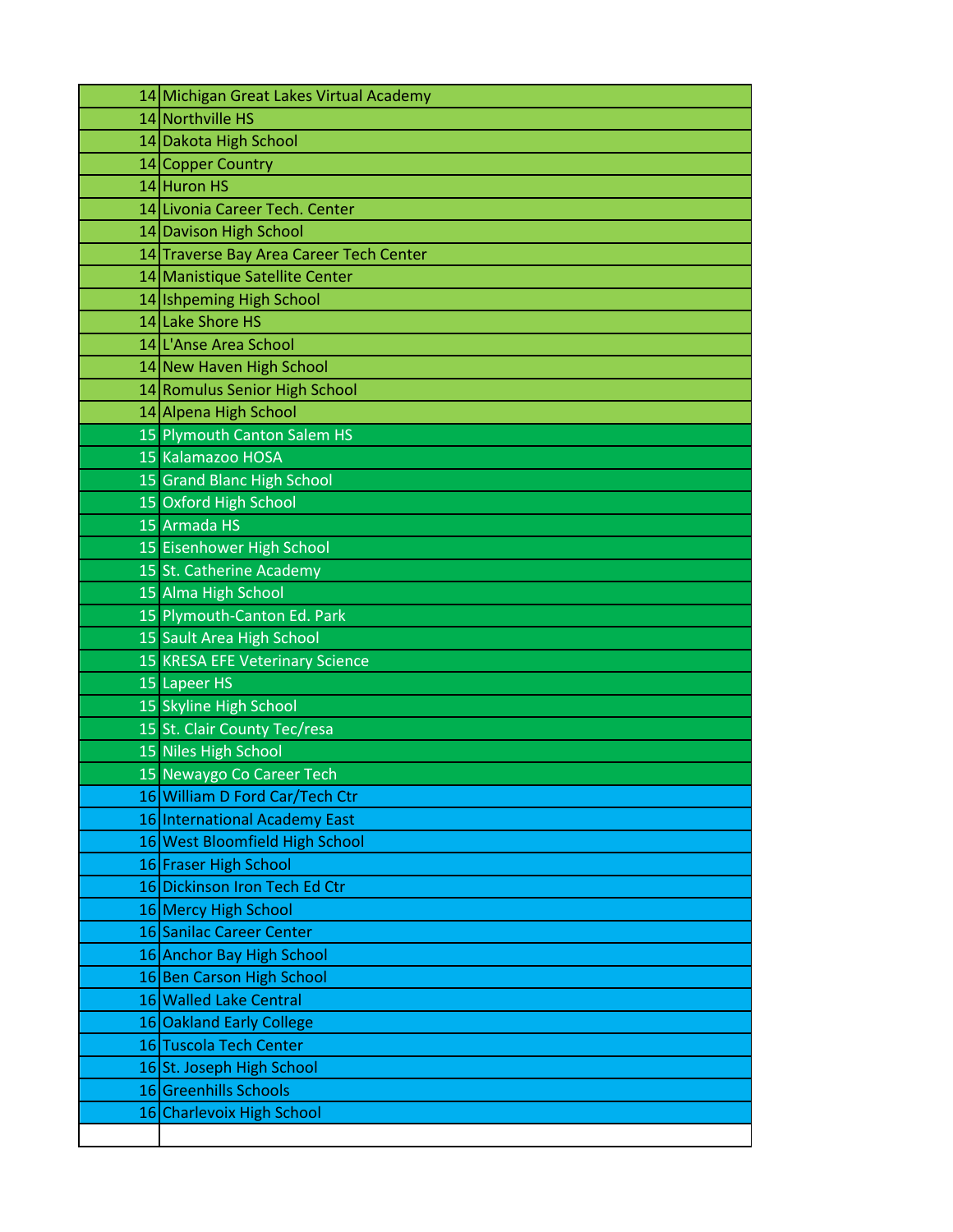| | |
|---|---|
| 14 | Michigan Great Lakes Virtual Academy |
| 14 | Northville HS |
| 14 | Dakota High School |
| 14 | Copper Country |
| 14 | Huron HS |
| 14 | Livonia Career Tech. Center |
| 14 | Davison High School |
| 14 | Traverse Bay Area Career Tech Center |
| 14 | Manistique Satellite Center |
| 14 | Ishpeming High School |
| 14 | Lake Shore HS |
| 14 | L'Anse Area School |
| 14 | New Haven High School |
| 14 | Romulus Senior High School |
| 14 | Alpena High School |
| 15 | Plymouth Canton Salem HS |
| 15 | Kalamazoo HOSA |
| 15 | Grand Blanc High School |
| 15 | Oxford High School |
| 15 | Armada HS |
| 15 | Eisenhower High School |
| 15 | St. Catherine Academy |
| 15 | Alma High School |
| 15 | Plymouth-Canton Ed. Park |
| 15 | Sault Area High School |
| 15 | KRESA EFE Veterinary Science |
| 15 | Lapeer HS |
| 15 | Skyline High School |
| 15 | St. Clair County Tec/resa |
| 15 | Niles High School |
| 15 | Newaygo Co Career Tech |
| 16 | William D Ford Car/Tech Ctr |
| 16 | International Academy East |
| 16 | West Bloomfield High School |
| 16 | Fraser High School |
| 16 | Dickinson Iron Tech Ed Ctr |
| 16 | Mercy High School |
| 16 | Sanilac Career Center |
| 16 | Anchor Bay High School |
| 16 | Ben Carson High School |
| 16 | Walled Lake Central |
| 16 | Oakland Early College |
| 16 | Tuscola Tech Center |
| 16 | St. Joseph High School |
| 16 | Greenhills Schools |
| 16 | Charlevoix High School |
| | |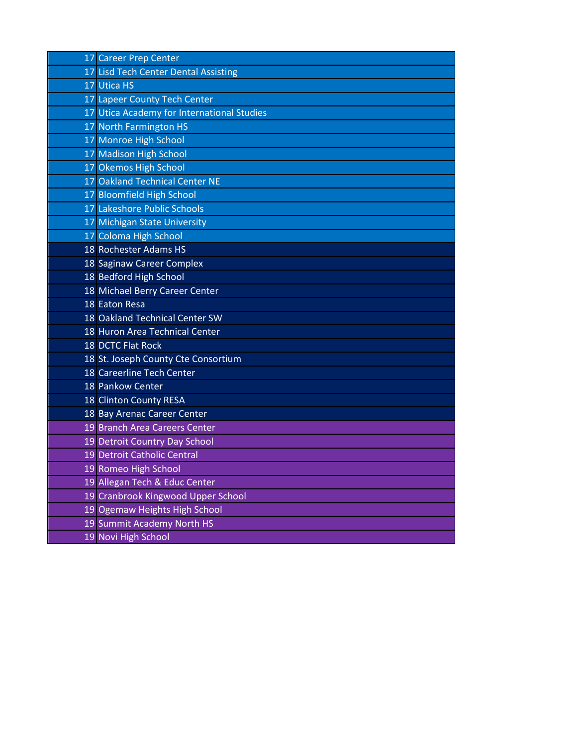| | |
|---|---|
| 17 | Career Prep Center |
| 17 | Lisd Tech Center Dental Assisting |
| 17 | Utica HS |
| 17 | Lapeer County Tech Center |
| 17 | Utica Academy for International Studies |
| 17 | North Farmington HS |
| 17 | Monroe High School |
| 17 | Madison High School |
| 17 | Okemos High School |
| 17 | Oakland Technical Center NE |
| 17 | Bloomfield High School |
| 17 | Lakeshore Public Schools |
| 17 | Michigan State University |
| 17 | Coloma High School |
| 18 | Rochester Adams HS |
| 18 | Saginaw Career Complex |
| 18 | Bedford High School |
| 18 | Michael Berry Career Center |
| 18 | Eaton Resa |
| 18 | Oakland Technical Center SW |
| 18 | Huron Area Technical Center |
| 18 | DCTC Flat Rock |
| 18 | St. Joseph County Cte Consortium |
| 18 | Careerline Tech Center |
| 18 | Pankow Center |
| 18 | Clinton County RESA |
| 18 | Bay Arenac Career Center |
| 19 | Branch Area Careers Center |
| 19 | Detroit Country Day School |
| 19 | Detroit Catholic Central |
| 19 | Romeo High School |
| 19 | Allegan Tech & Educ Center |
| 19 | Cranbrook Kingwood Upper School |
| 19 | Ogemaw Heights High School |
| 19 | Summit Academy North HS |
| 19 | Novi High School |